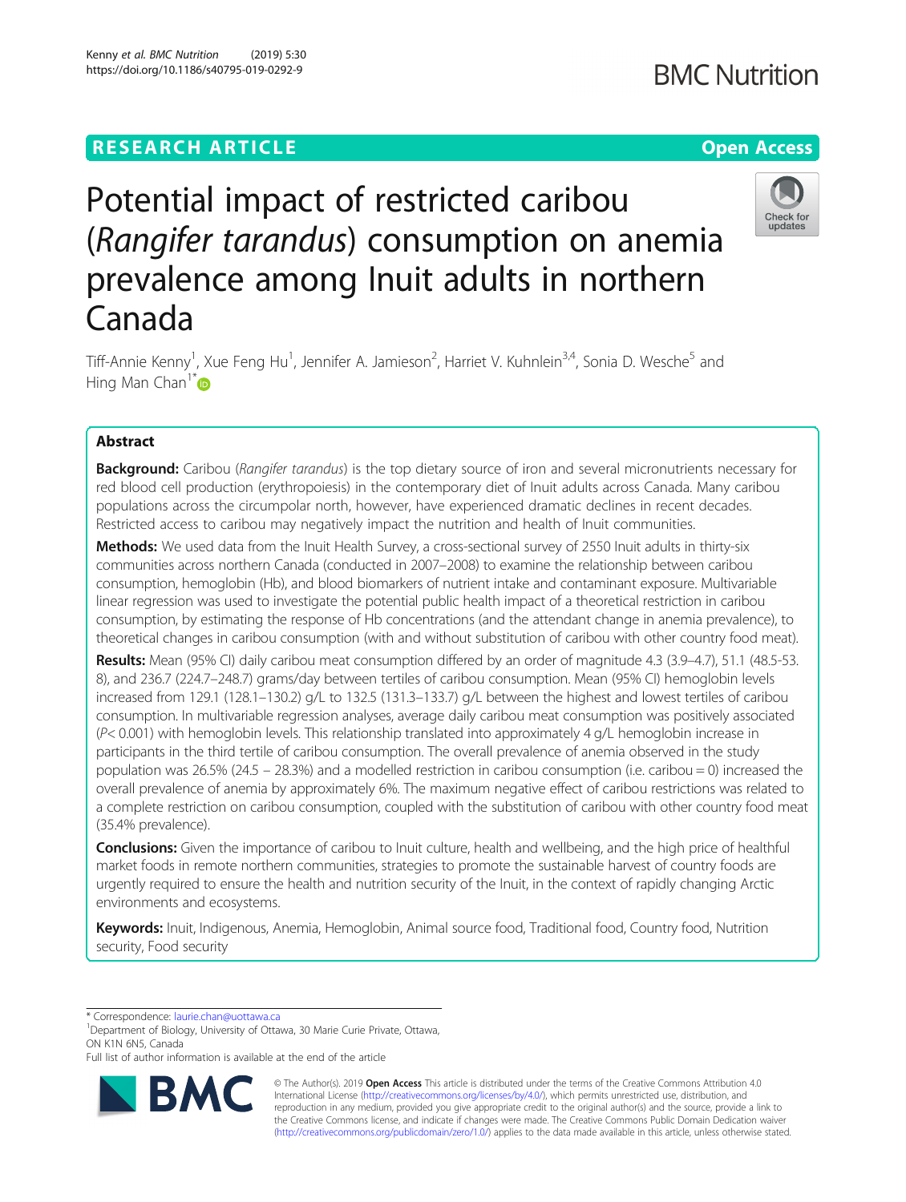# RESEARCH ARTICLE

Open Access

# Potential impact of restricted caribou (*Rangifer tarandus*) consumption on anemia prevalence among Inuit adults in northern Canada

Tiff-Annie Kenny[1], Xue Feng Hu[1], Jennifer A. Jamieson[2], Harriet V. Kuhnlein[3,4], Sonia D. Wesche[5] and Hing Man Chan[1*]

## Abstract

**Background:** Caribou (*Rangifer tarandus*) is the top dietary source of iron and several micronutrients necessary for red blood cell production (erythropoiesis) in the contemporary diet of Inuit adults across Canada. Many caribou populations across the circumpolar north, however, have experienced dramatic declines in recent decades. Restricted access to caribou may negatively impact the nutrition and health of Inuit communities.

**Methods:** We used data from the Inuit Health Survey, a cross-sectional survey of 2550 Inuit adults in thirty-six communities across northern Canada (conducted in 2007–2008) to examine the relationship between caribou consumption, hemoglobin (Hb), and blood biomarkers of nutrient intake and contaminant exposure. Multivariable linear regression was used to investigate the potential public health impact of a theoretical restriction in caribou consumption, by estimating the response of Hb concentrations (and the attendant change in anemia prevalence), to theoretical changes in caribou consumption (with and without substitution of caribou with other country food meat).

**Results:** Mean (95% CI) daily caribou meat consumption differed by an order of magnitude 4.3 (3.9–4.7), 51.1 (48.5-53.8), and 236.7 (224.7–248.7) grams/day between tertiles of caribou consumption. Mean (95% CI) hemoglobin levels increased from 129.1 (128.1–130.2) g/L to 132.5 (131.3–133.7) g/L between the highest and lowest tertiles of caribou consumption. In multivariable regression analyses, average daily caribou meat consumption was positively associated ($P < 0.001$) with hemoglobin levels. This relationship translated into approximately 4 g/L hemoglobin increase in participants in the third tertile of caribou consumption. The overall prevalence of anemia observed in the study population was 26.5% (24.5 – 28.3%) and a modelled restriction in caribou consumption (i.e. caribou = 0) increased the overall prevalence of anemia by approximately 6%. The maximum negative effect of caribou restrictions was related to a complete restriction on caribou consumption, coupled with the substitution of caribou with other country food meat (35.4% prevalence).

**Conclusions:** Given the importance of caribou to Inuit culture, health and wellbeing, and the high price of healthful market foods in remote northern communities, strategies to promote the sustainable harvest of country foods are urgently required to ensure the health and nutrition security of the Inuit, in the context of rapidly changing Arctic environments and ecosystems.

**Keywords:** Inuit, Indigenous, Anemia, Hemoglobin, Animal source food, Traditional food, Country food, Nutrition security, Food security

---

* Correspondence: laurie.chan@uottawa.ca
[1]Department of Biology, University of Ottawa, 30 Marie Curie Private, Ottawa, ON K1N 6N5, Canada
Full list of author information is available at the end of the article

© The Author(s). 2019 **Open Access** This article is distributed under the terms of the Creative Commons Attribution 4.0 International License (http://creativecommons.org/licenses/by/4.0/), which permits unrestricted use, distribution, and reproduction in any medium, provided you give appropriate credit to the original author(s) and the source, provide a link to the Creative Commons license, and indicate if changes were made. The Creative Commons Public Domain Dedication waiver (http://creativecommons.org/publicdomain/zero/1.0/) applies to the data made available in this article, unless otherwise stated.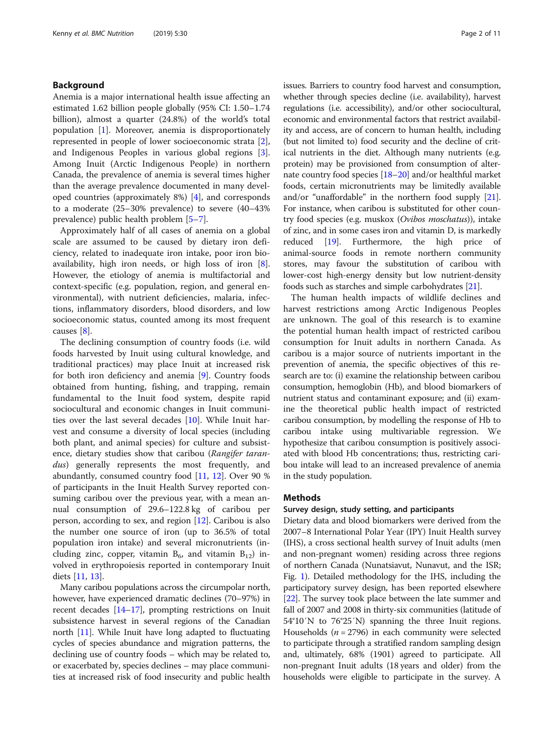## Background

Anemia is a major international health issue affecting an estimated 1.62 billion people globally (95% CI: 1.50–1.74 billion), almost a quarter (24.8%) of the world's total population [1]. Moreover, anemia is disproportionately represented in people of lower socioeconomic strata [2], and Indigenous Peoples in various global regions [3]. Among Inuit (Arctic Indigenous People) in northern Canada, the prevalence of anemia is several times higher than the average prevalence documented in many developed countries (approximately 8%) [4], and corresponds to a moderate (25–30% prevalence) to severe (40–43% prevalence) public health problem [5–7].

Approximately half of all cases of anemia on a global scale are assumed to be caused by dietary iron deficiency, related to inadequate iron intake, poor iron bioavailability, high iron needs, or high loss of iron [8]. However, the etiology of anemia is multifactorial and context-specific (e.g. population, region, and general environmental), with nutrient deficiencies, malaria, infections, inflammatory disorders, blood disorders, and low socioeconomic status, counted among its most frequent causes [8].

The declining consumption of country foods (i.e. wild foods harvested by Inuit using cultural knowledge, and traditional practices) may place Inuit at increased risk for both iron deficiency and anemia [9]. Country foods obtained from hunting, fishing, and trapping, remain fundamental to the Inuit food system, despite rapid sociocultural and economic changes in Inuit communities over the last several decades [10]. While Inuit harvest and consume a diversity of local species (including both plant, and animal species) for culture and subsistence, dietary studies show that caribou (*Rangifer tarandus*) generally represents the most frequently, and abundantly, consumed country food [11, 12]. Over 90 % of participants in the Inuit Health Survey reported consuming caribou over the previous year, with a mean annual consumption of 29.6–122.8 kg of caribou per person, according to sex, and region [12]. Caribou is also the number one source of iron (up to 36.5% of total population iron intake) and several micronutrients (including zinc, copper, vitamin $B_6$, and vitamin $B_{12}$) involved in erythropoiesis reported in contemporary Inuit diets [11, 13].

Many caribou populations across the circumpolar north, however, have experienced dramatic declines (70–97%) in recent decades [14–17], prompting restrictions on Inuit subsistence harvest in several regions of the Canadian north [11]. While Inuit have long adapted to fluctuating cycles of species abundance and migration patterns, the declining use of country foods – which may be related to, or exacerbated by, species declines – may place communities at increased risk of food insecurity and public health issues. Barriers to country food harvest and consumption, whether through species decline (i.e. availability), harvest regulations (i.e. accessibility), and/or other sociocultural, economic and environmental factors that restrict availability and access, are of concern to human health, including (but not limited to) food security and the decline of critical nutrients in the diet. Although many nutrients (e.g. protein) may be provisioned from consumption of alternate country food species [18–20] and/or healthful market foods, certain micronutrients may be limitedly available and/or "unaffordable" in the northern food supply [21]. For instance, when caribou is substituted for other country food species (e.g. muskox (*Ovibos moschatus*)), intake of zinc, and in some cases iron and vitamin D, is markedly reduced [19]. Furthermore, the high price of animal-source foods in remote northern community stores, may favour the substitution of caribou with lower-cost high-energy density but low nutrient-density foods such as starches and simple carbohydrates [21].

The human health impacts of wildlife declines and harvest restrictions among Arctic Indigenous Peoples are unknown. The goal of this research is to examine the potential human health impact of restricted caribou consumption for Inuit adults in northern Canada. As caribou is a major source of nutrients important in the prevention of anemia, the specific objectives of this research are to: (i) examine the relationship between caribou consumption, hemoglobin (Hb), and blood biomarkers of nutrient status and contaminant exposure; and (ii) examine the theoretical public health impact of restricted caribou consumption, by modelling the response of Hb to caribou intake using multivariable regression. We hypothesize that caribou consumption is positively associated with blood Hb concentrations; thus, restricting caribou intake will lead to an increased prevalence of anemia in the study population.

## Methods

### Survey design, study setting, and participants

Dietary data and blood biomarkers were derived from the 2007–8 International Polar Year (IPY) Inuit Health survey (IHS), a cross sectional health survey of Inuit adults (men and non-pregnant women) residing across three regions of northern Canada (Nunatsiavut, Nunavut, and the ISR; Fig. 1). Detailed methodology for the IHS, including the participatory survey design, has been reported elsewhere [22]. The survey took place between the late summer and fall of 2007 and 2008 in thirty-six communities (latitude of 54°10′N to 76°25′N) spanning the three Inuit regions. Households ($n = 2796$) in each community were selected to participate through a stratified random sampling design and, ultimately, 68% (1901) agreed to participate. All non-pregnant Inuit adults (18 years and older) from the households were eligible to participate in the survey. A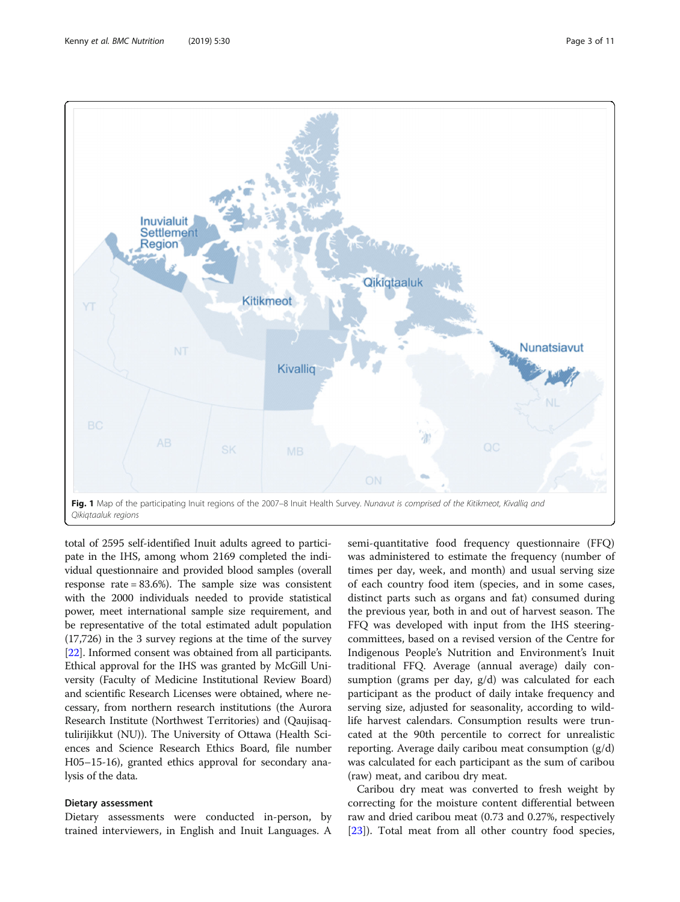Fig. 1 Map of the participating Inuit regions of the 2007–8 Inuit Health Survey. *Nunavut is comprised of the Kitikmeot, Kivalliq and Qikiqtaaluk regions*

total of 2595 self-identified Inuit adults agreed to participate in the IHS, among whom 2169 completed the individual questionnaire and provided blood samples (overall response rate = 83.6%). The sample size was consistent with the 2000 individuals needed to provide statistical power, meet international sample size requirement, and be representative of the total estimated adult population (17,726) in the 3 survey regions at the time of the survey [22]. Informed consent was obtained from all participants. Ethical approval for the IHS was granted by McGill University (Faculty of Medicine Institutional Review Board) and scientific Research Licenses were obtained, where necessary, from northern research institutions (the Aurora Research Institute (Northwest Territories) and (Qaujisaqtulirijikkut (NU)). The University of Ottawa (Health Sciences and Science Research Ethics Board, file number H05–15-16), granted ethics approval for secondary analysis of the data.

### Dietary assessment

Dietary assessments were conducted in-person, by trained interviewers, in English and Inuit Languages. A semi-quantitative food frequency questionnaire (FFQ) was administered to estimate the frequency (number of times per day, week, and month) and usual serving size of each country food item (species, and in some cases, distinct parts such as organs and fat) consumed during the previous year, both in and out of harvest season. The FFQ was developed with input from the IHS steering-committees, based on a revised version of the Centre for Indigenous People's Nutrition and Environment's Inuit traditional FFQ. Average (annual average) daily consumption (grams per day, g/d) was calculated for each participant as the product of daily intake frequency and serving size, adjusted for seasonality, according to wildlife harvest calendars. Consumption results were truncated at the 90th percentile to correct for unrealistic reporting. Average daily caribou meat consumption (g/d) was calculated for each participant as the sum of caribou (raw) meat, and caribou dry meat.

Caribou dry meat was converted to fresh weight by correcting for the moisture content differential between raw and dried caribou meat (0.73 and 0.27%, respectively [23]). Total meat from all other country food species,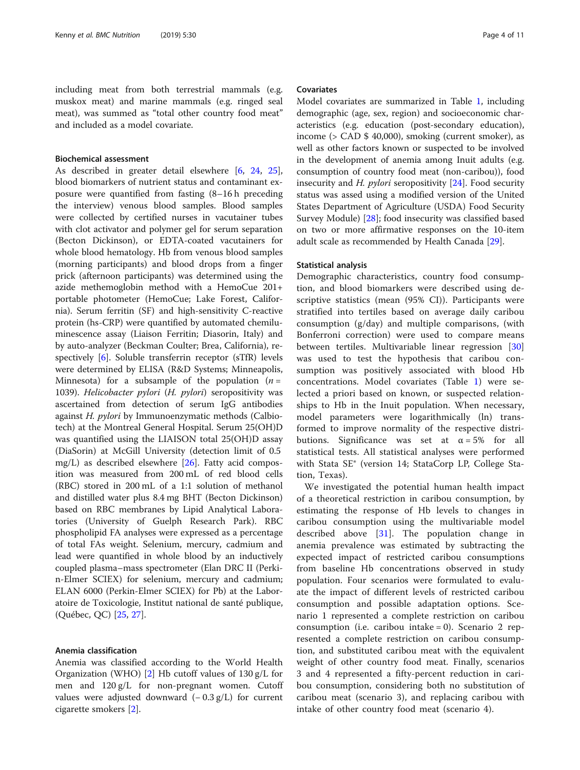including meat from both terrestrial mammals (e.g. muskox meat) and marine mammals (e.g. ringed seal meat), was summed as "total other country food meat" and included as a model covariate.

### Biochemical assessment

As described in greater detail elsewhere [6, 24, 25], blood biomarkers of nutrient status and contaminant exposure were quantified from fasting (8–16 h preceding the interview) venous blood samples. Blood samples were collected by certified nurses in vacutainer tubes with clot activator and polymer gel for serum separation (Becton Dickinson), or EDTA-coated vacutainers for whole blood hematology. Hb from venous blood samples (morning participants) and blood drops from a finger prick (afternoon participants) was determined using the azide methemoglobin method with a HemoCue 201+ portable photometer (HemoCue; Lake Forest, California). Serum ferritin (SF) and high-sensitivity C-reactive protein (hs-CRP) were quantified by automated chemiluminescence assay (Liaison Ferritin; Diasorin, Italy) and by auto-analyzer (Beckman Coulter; Brea, California), respectively [6]. Soluble transferrin receptor (sTfR) levels were determined by ELISA (R&D Systems; Minneapolis, Minnesota) for a subsample of the population ($n$ = 1039). *Helicobacter pylori* (*H. pylori*) seropositivity was ascertained from detection of serum IgG antibodies against *H. pylori* by Immunoenzymatic methods (Calbiotech) at the Montreal General Hospital. Serum 25(OH)D was quantified using the LIAISON total 25(OH)D assay (DiaSorin) at McGill University (detection limit of 0.5 mg/L) as described elsewhere [26]. Fatty acid composition was measured from 200 mL of red blood cells (RBC) stored in 200 mL of a 1:1 solution of methanol and distilled water plus 8.4 mg BHT (Becton Dickinson) based on RBC membranes by Lipid Analytical Laboratories (University of Guelph Research Park). RBC phospholipid FA analyses were expressed as a percentage of total FAs weight. Selenium, mercury, cadmium and lead were quantified in whole blood by an inductively coupled plasma–mass spectrometer (Elan DRC II (Perkin-Elmer SCIEX) for selenium, mercury and cadmium; ELAN 6000 (Perkin-Elmer SCIEX) for Pb) at the Laboratoire de Toxicologie, Institut national de santé publique, (Québec, QC) [25, 27].

### Anemia classification

Anemia was classified according to the World Health Organization (WHO) [2] Hb cutoff values of 130 g/L for men and 120 g/L for non-pregnant women. Cutoff values were adjusted downward (− 0.3 g/L) for current cigarette smokers [2].

### Covariates

Model covariates are summarized in Table 1, including demographic (age, sex, region) and socioeconomic characteristics (e.g. education (post-secondary education), income (> CAD $ 40,000), smoking (current smoker), as well as other factors known or suspected to be involved in the development of anemia among Inuit adults (e.g. consumption of country food meat (non-caribou)), food insecurity and *H. pylori* seropositivity [24]. Food security status was assed using a modified version of the United States Department of Agriculture (USDA) Food Security Survey Module) [28]; food insecurity was classified based on two or more affirmative responses on the 10-item adult scale as recommended by Health Canada [29].

### Statistical analysis

Demographic characteristics, country food consumption, and blood biomarkers were described using descriptive statistics (mean (95% CI)). Participants were stratified into tertiles based on average daily caribou consumption (g/day) and multiple comparisons, (with Bonferroni correction) were used to compare means between tertiles. Multivariable linear regression [30] was used to test the hypothesis that caribou consumption was positively associated with blood Hb concentrations. Model covariates (Table 1) were selected a priori based on known, or suspected relationships to Hb in the Inuit population. When necessary, model parameters were logarithmically (ln) transformed to improve normality of the respective distributions. Significance was set at $\alpha = 5\%$ for all statistical tests. All statistical analyses were performed with Stata SE® (version 14; StataCorp LP, College Station, Texas).

We investigated the potential human health impact of a theoretical restriction in caribou consumption, by estimating the response of Hb levels to changes in caribou consumption using the multivariable model described above [31]. The population change in anemia prevalence was estimated by subtracting the expected impact of restricted caribou consumptions from baseline Hb concentrations observed in study population. Four scenarios were formulated to evaluate the impact of different levels of restricted caribou consumption and possible adaptation options. Scenario 1 represented a complete restriction on caribou consumption (i.e. caribou intake = 0). Scenario 2 represented a complete restriction on caribou consumption, and substituted caribou meat with the equivalent weight of other country food meat. Finally, scenarios 3 and 4 represented a fifty-percent reduction in caribou consumption, considering both no substitution of caribou meat (scenario 3), and replacing caribou with intake of other country food meat (scenario 4).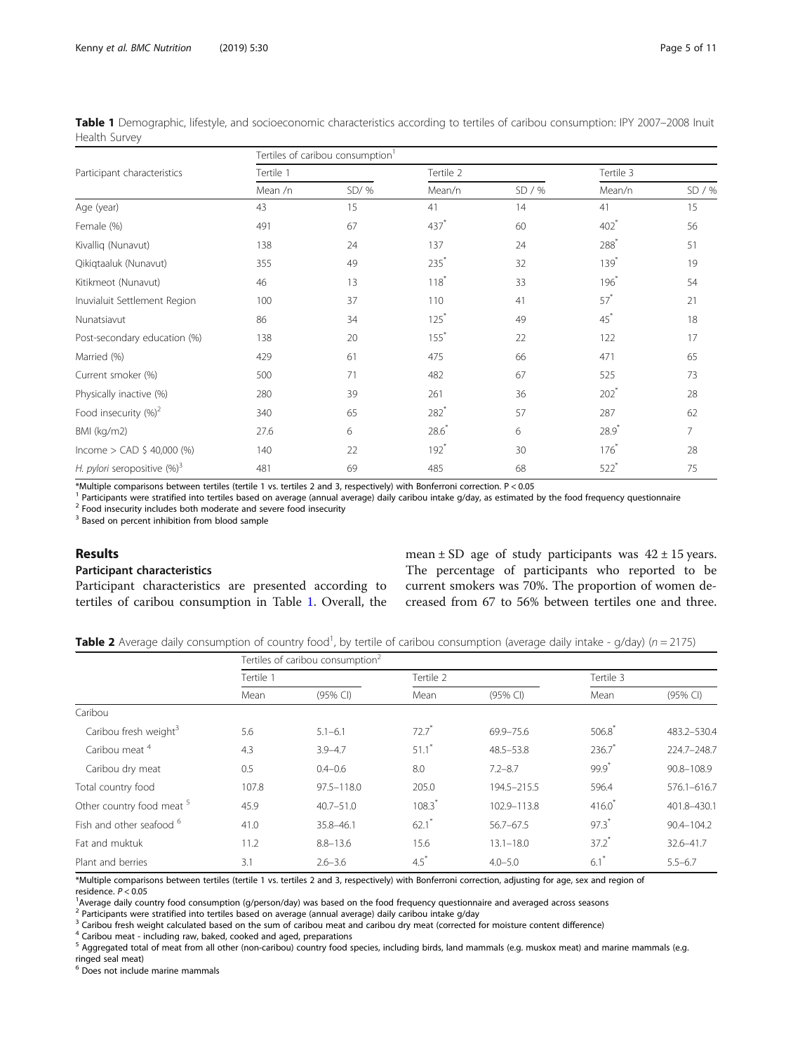**Table 1** Demographic, lifestyle, and socioeconomic characteristics according to tertiles of caribou consumption: IPY 2007–2008 Inuit Health Survey

| Participant characteristics | Tertiles of caribou consumption[1] | | | | | |
|---|---|---|---|---|---|---|
| | Tertile 1 | | Tertile 2 | | Tertile 3 | |
| | Mean /n | SD/ % | Mean/n | SD / % | Mean/n | SD / % |
| Age (year) | 43 | 15 | 41 | 14 | 41 | 15 |
| Female (%) | 491 | 67 | 437* | 60 | 402* | 56 |
| Kivalliq (Nunavut) | 138 | 24 | 137 | 24 | 288* | 51 |
| Qikiqtaaluk (Nunavut) | 355 | 49 | 235* | 32 | 139* | 19 |
| Kitikmeot (Nunavut) | 46 | 13 | 118* | 33 | 196* | 54 |
| Inuvialuit Settlement Region | 100 | 37 | 110 | 41 | 57* | 21 |
| Nunatsiavut | 86 | 34 | 125* | 49 | 45* | 18 |
| Post-secondary education (%) | 138 | 20 | 155* | 22 | 122 | 17 |
| Married (%) | 429 | 61 | 475 | 66 | 471 | 65 |
| Current smoker (%) | 500 | 71 | 482 | 67 | 525 | 73 |
| Physically inactive (%) | 280 | 39 | 261 | 36 | 202* | 28 |
| Food insecurity (%)[2] | 340 | 65 | 282* | 57 | 287 | 62 |
| BMI (kg/m2) | 27.6 | 6 | 28.6* | 6 | 28.9* | 7 |
| Income > CAD $ 40,000 (%) | 140 | 22 | 192* | 30 | 176* | 28 |
| *H. pylori* seropositive (%)[3] | 481 | 69 | 485 | 68 | 522* | 75 |

*Multiple comparisons between tertiles (tertile 1 vs. tertiles 2 and 3, respectively) with Bonferroni correction. $P < 0.05$

[1] Participants were stratified into tertiles based on average (annual average) daily caribou intake g/day, as estimated by the food frequency questionnaire

[2] Food insecurity includes both moderate and severe food insecurity

[3] Based on percent inhibition from blood sample

## Results

### Participant characteristics

Participant characteristics are presented according to tertiles of caribou consumption in Table 1. Overall, the mean ± SD age of study participants was 42 ± 15 years. The percentage of participants who reported to be current smokers was 70%. The proportion of women decreased from 67 to 56% between tertiles one and three.

**Table 2** Average daily consumption of country food[1], by tertile of caribou consumption (average daily intake - g/day) ($n = 2175$)

| | Tertiles of caribou consumption[2] | | | | | |
|---|---|---|---|---|---|---|
| | Tertile 1 | | Tertile 2 | | Tertile 3 | |
| | Mean | (95% CI) | Mean | (95% CI) | Mean | (95% CI) |
| Caribou | | | | | | |
| Caribou fresh weight[3] | 5.6 | 5.1–6.1 | 72.7* | 69.9–75.6 | 506.8* | 483.2–530.4 |
| Caribou meat[4] | 4.3 | 3.9–4.7 | 51.1* | 48.5–53.8 | 236.7* | 224.7–248.7 |
| Caribou dry meat | 0.5 | 0.4–0.6 | 8.0 | 7.2–8.7 | 99.9* | 90.8–108.9 |
| Total country food | 107.8 | 97.5–118.0 | 205.0 | 194.5–215.5 | 596.4 | 576.1–616.7 |
| Other country food meat[5] | 45.9 | 40.7–51.0 | 108.3* | 102.9–113.8 | 416.0* | 401.8–430.1 |
| Fish and other seafood[6] | 41.0 | 35.8–46.1 | 62.1* | 56.7–67.5 | 97.3* | 90.4–104.2 |
| Fat and muktuk | 11.2 | 8.8–13.6 | 15.6 | 13.1–18.0 | 37.2* | 32.6–41.7 |
| Plant and berries | 3.1 | 2.6–3.6 | 4.5* | 4.0–5.0 | 6.1* | 5.5–6.7 |

*Multiple comparisons between tertiles (tertile 1 vs. tertiles 2 and 3, respectively) with Bonferroni correction, adjusting for age, sex and region of residence. $P < 0.05$

[1] Average daily country food consumption (g/person/day) was based on the food frequency questionnaire and averaged across seasons

[2] Participants were stratified into tertiles based on average (annual average) daily caribou intake g/day

[3] Caribou fresh weight calculated based on the sum of caribou meat and caribou dry meat (corrected for moisture content difference)

[4] Caribou meat - including raw, baked, cooked and aged, preparations

[5] Aggregated total of meat from all other (non-caribou) country food species, including birds, land mammals (e.g. muskox meat) and marine mammals (e.g. ringed seal meat)

[6] Does not include marine mammals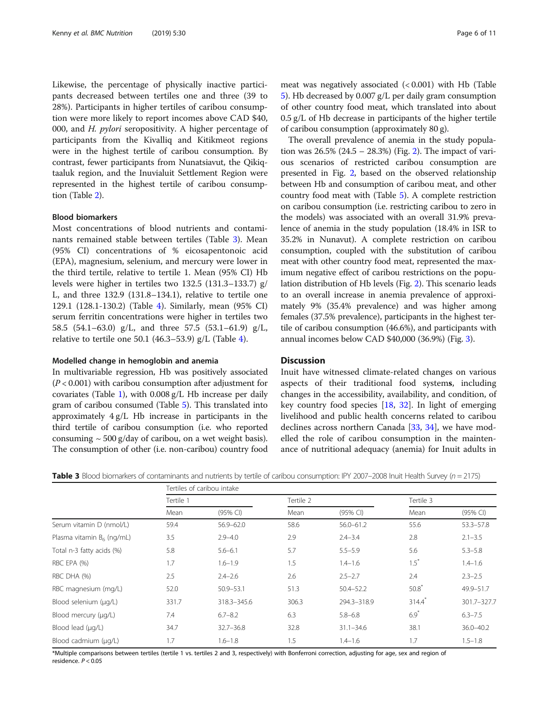Likewise, the percentage of physically inactive participants decreased between tertiles one and three (39 to 28%). Participants in higher tertiles of caribou consumption were more likely to report incomes above CAD $40,000, and *H. pylori* seropositivity. A higher percentage of participants from the Kivalliq and Kitikmeot regions were in the highest tertile of caribou consumption. By contrast, fewer participants from Nunatsiavut, the Qikiqtaaluk region, and the Inuvialuit Settlement Region were represented in the highest tertile of caribou consumption (Table 2).

### Blood biomarkers

Most concentrations of blood nutrients and contaminants remained stable between tertiles (Table 3). Mean (95% CI) concentrations of % eicosapentonoic acid (EPA), magnesium, selenium, and mercury were lower in the third tertile, relative to tertile 1. Mean (95% CI) Hb levels were higher in tertiles two 132.5 (131.3–133.7) g/L, and three 132.9 (131.8–134.1), relative to tertile one 129.1 (128.1-130.2) (Table 4). Similarly, mean (95% CI) serum ferritin concentrations were higher in tertiles two 58.5 (54.1–63.0) g/L, and three 57.5 (53.1–61.9) g/L, relative to tertile one 50.1 (46.3–53.9) g/L (Table 4).

### Modelled change in hemoglobin and anemia

In multivariable regression, Hb was positively associated ($P < 0.001$) with caribou consumption after adjustment for covariates (Table 1), with 0.008 g/L Hb increase per daily gram of caribou consumed (Table 5). This translated into approximately 4 g/L Hb increase in participants in the third tertile of caribou consumption (i.e. who reported consuming ~ 500 g/day of caribou, on a wet weight basis). The consumption of other (i.e. non-caribou) country food meat was negatively associated (< 0.001) with Hb (Table 5). Hb decreased by 0.007 g/L per daily gram consumption of other country food meat, which translated into about 0.5 g/L of Hb decrease in participants of the higher tertile of caribou consumption (approximately 80 g).

The overall prevalence of anemia in the study population was 26.5% (24.5 – 28.3%) (Fig. 2). The impact of various scenarios of restricted caribou consumption are presented in Fig. 2, based on the observed relationship between Hb and consumption of caribou meat, and other country food meat with (Table 5). A complete restriction on caribou consumption (i.e. restricting caribou to zero in the models) was associated with an overall 31.9% prevalence of anemia in the study population (18.4% in ISR to 35.2% in Nunavut). A complete restriction on caribou consumption, coupled with the substitution of caribou meat with other country food meat, represented the maximum negative effect of caribou restrictions on the population distribution of Hb levels (Fig. 2). This scenario leads to an overall increase in anemia prevalence of approximately 9% (35.4% prevalence) and was higher among females (37.5% prevalence), participants in the highest tertile of caribou consumption (46.6%), and participants with annual incomes below CAD $40,000 (36.9%) (Fig. 3).

## Discussion

Inuit have witnessed climate-related changes on various aspects of their traditional food systems, including changes in the accessibility, availability, and condition, of key country food species [18, 32]. In light of emerging livelihood and public health concerns related to caribou declines across northern Canada [33, 34], we have modelled the role of caribou consumption in the maintenance of nutritional adequacy (anemia) for Inuit adults in

**Table 3** Blood biomarkers of contaminants and nutrients by tertile of caribou consumption: IPY 2007–2008 Inuit Health Survey ($n = 2175$)

| | Tertiles of caribou intake | | | | | |
|---|---|---|---|---|---|---|
| | Tertile 1 | | Tertile 2 | | Tertile 3 | |
| | Mean | (95% CI) | Mean | (95% CI) | Mean | (95% CI) |
| Serum vitamin D (nmol/L) | 59.4 | 56.9–62.0 | 58.6 | 56.0–61.2 | 55.6 | 53.3–57.8 |
| Plasma vitamin $B_6$ (ng/mL) | 3.5 | 2.9–4.0 | 2.9 | 2.4–3.4 | 2.8 | 2.1–3.5 |
| Total n-3 fatty acids (%) | 5.8 | 5.6–6.1 | 5.7 | 5.5–5.9 | 5.6 | 5.3–5.8 |
| RBC EPA (%) | 1.7 | 1.6–1.9 | 1.5 | 1.4–1.6 | 1.5* | 1.4–1.6 |
| RBC DHA (%) | 2.5 | 2.4–2.6 | 2.6 | 2.5–2.7 | 2.4 | 2.3–2.5 |
| RBC magnesium (mg/L) | 52.0 | 50.9–53.1 | 51.3 | 50.4–52.2 | 50.8* | 49.9–51.7 |
| Blood selenium (μg/L) | 331.7 | 318.3–345.6 | 306.3 | 294.3–318.9 | 314.4* | 301.7–327.7 |
| Blood mercury (μg/L) | 7.4 | 6.7–8.2 | 6.3 | 5.8–6.8 | 6.9* | 6.3–7.5 |
| Blood lead (μg/L) | 34.7 | 32.7–36.8 | 32.8 | 31.1–34.6 | 38.1 | 36.0–40.2 |
| Blood cadmium (μg/L) | 1.7 | 1.6–1.8 | 1.5 | 1.4–1.6 | 1.7 | 1.5–1.8 |

*Multiple comparisons between tertiles (tertile 1 vs. tertiles 2 and 3, respectively) with Bonferroni correction, adjusting for age, sex and region of residence. $P < 0.05$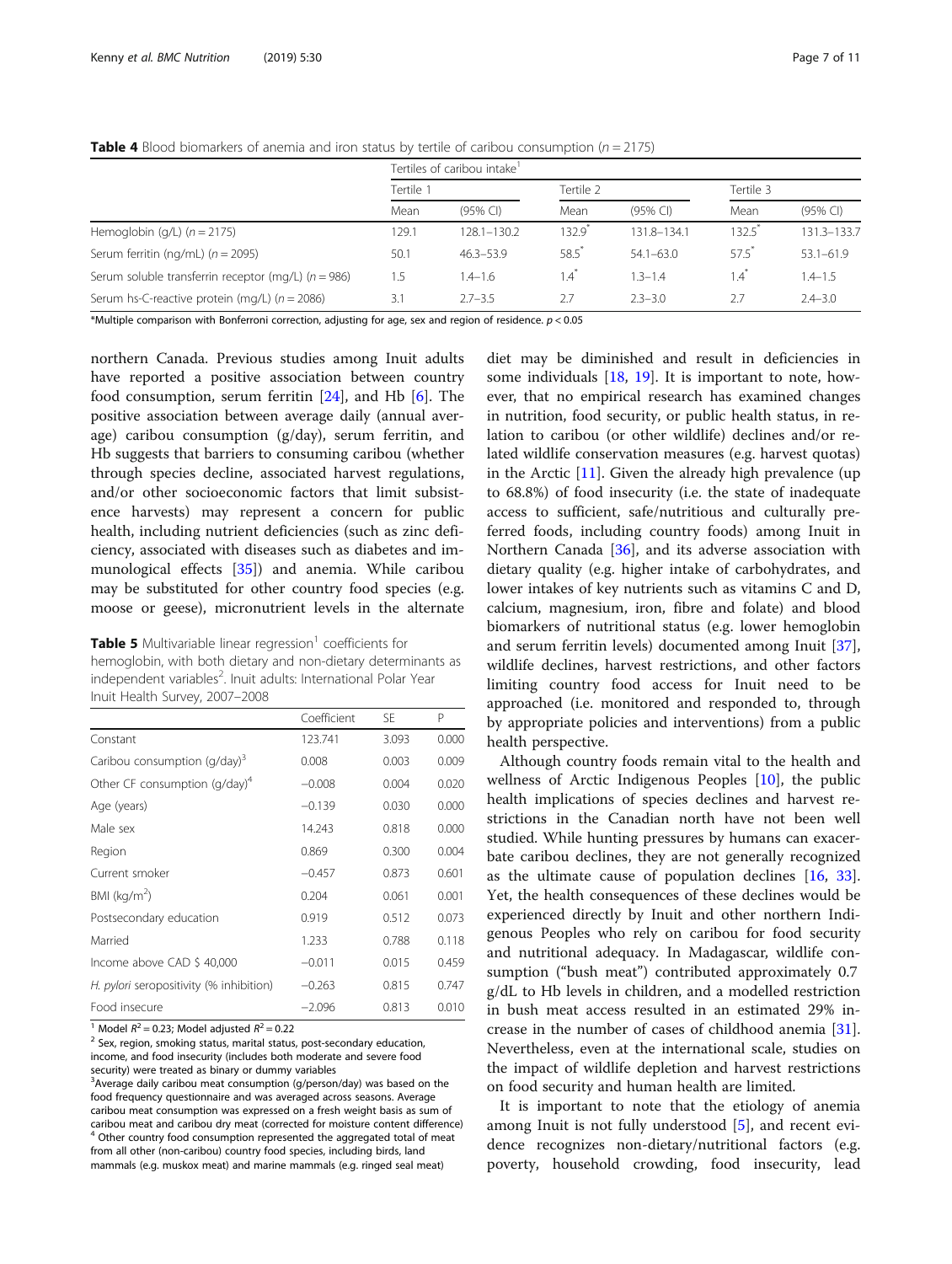**Table 4** Blood biomarkers of anemia and iron status by tertile of caribou consumption ($n = 2175$)

| | Tertiles of caribou intake[1] | | | | | |
|---|---|---|---|---|---|---|
| | Tertile 1 | | Tertile 2 | | Tertile 3 | |
| | Mean | (95% CI) | Mean | (95% CI) | Mean | (95% CI) |
| Hemoglobin (g/L) ($n = 2175$) | 129.1 | 128.1–130.2 | 132.9* | 131.8–134.1 | 132.5* | 131.3–133.7 |
| Serum ferritin (ng/mL) ($n = 2095$) | 50.1 | 46.3–53.9 | 58.5* | 54.1–63.0 | 57.5* | 53.1–61.9 |
| Serum soluble transferrin receptor (mg/L) ($n = 986$) | 1.5 | 1.4–1.6 | 1.4* | 1.3–1.4 | 1.4* | 1.4–1.5 |
| Serum hs-C-reactive protein (mg/L) ($n = 2086$) | 3.1 | 2.7–3.5 | 2.7 | 2.3–3.0 | 2.7 | 2.4–3.0 |

*Multiple comparison with Bonferroni correction, adjusting for age, sex and region of residence. $p < 0.05$

northern Canada. Previous studies among Inuit adults have reported a positive association between country food consumption, serum ferritin [24], and Hb [6]. The positive association between average daily (annual average) caribou consumption (g/day), serum ferritin, and Hb suggests that barriers to consuming caribou (whether through species decline, associated harvest regulations, and/or other socioeconomic factors that limit subsistence harvests) may represent a concern for public health, including nutrient deficiencies (such as zinc deficiency, associated with diseases such as diabetes and immunological effects [35]) and anemia. While caribou may be substituted for other country food species (e.g. moose or geese), micronutrient levels in the alternate

**Table 5** Multivariable linear regression[1] coefficients for hemoglobin, with both dietary and non-dietary determinants as independent variables[2]. Inuit adults: International Polar Year Inuit Health Survey, 2007–2008

| | Coefficient | SE | P |
|---|---|---|---|
| Constant | 123.741 | 3.093 | 0.000 |
| Caribou consumption (g/day)[3] | 0.008 | 0.003 | 0.009 |
| Other CF consumption (g/day)[4] | −0.008 | 0.004 | 0.020 |
| Age (years) | −0.139 | 0.030 | 0.000 |
| Male sex | 14.243 | 0.818 | 0.000 |
| Region | 0.869 | 0.300 | 0.004 |
| Current smoker | −0.457 | 0.873 | 0.601 |
| BMI (kg/m$^2$) | 0.204 | 0.061 | 0.001 |
| Postsecondary education | 0.919 | 0.512 | 0.073 |
| Married | 1.233 | 0.788 | 0.118 |
| Income above CAD $ 40,000 | −0.011 | 0.015 | 0.459 |
| *H. pylori* seropositivity (% inhibition) | −0.263 | 0.815 | 0.747 |
| Food insecure | −2.096 | 0.813 | 0.010 |

[1] Model $R^2 = 0.23$; Model adjusted $R^2 = 0.22$
[2] Sex, region, smoking status, marital status, post-secondary education, income, and food insecurity (includes both moderate and severe food security) were treated as binary or dummy variables
[3] Average daily caribou meat consumption (g/person/day) was based on the food frequency questionnaire and was averaged across seasons. Average caribou meat consumption was expressed on a fresh weight basis as sum of caribou meat and caribou dry meat (corrected for moisture content difference)
[4] Other country food consumption represented the aggregated total of meat from all other (non-caribou) country food species, including birds, land mammals (e.g. muskox meat) and marine mammals (e.g. ringed seal meat)

diet may be diminished and result in deficiencies in some individuals [18, 19]. It is important to note, however, that no empirical research has examined changes in nutrition, food security, or public health status, in relation to caribou (or other wildlife) declines and/or related wildlife conservation measures (e.g. harvest quotas) in the Arctic [11]. Given the already high prevalence (up to 68.8%) of food insecurity (i.e. the state of inadequate access to sufficient, safe/nutritious and culturally preferred foods, including country foods) among Inuit in Northern Canada [36], and its adverse association with dietary quality (e.g. higher intake of carbohydrates, and lower intakes of key nutrients such as vitamins C and D, calcium, magnesium, iron, fibre and folate) and blood biomarkers of nutritional status (e.g. lower hemoglobin and serum ferritin levels) documented among Inuit [37], wildlife declines, harvest restrictions, and other factors limiting country food access for Inuit need to be approached (i.e. monitored and responded to, through by appropriate policies and interventions) from a public health perspective.

Although country foods remain vital to the health and wellness of Arctic Indigenous Peoples [10], the public health implications of species declines and harvest restrictions in the Canadian north have not been well studied. While hunting pressures by humans can exacerbate caribou declines, they are not generally recognized as the ultimate cause of population declines [16, 33]. Yet, the health consequences of these declines would be experienced directly by Inuit and other northern Indigenous Peoples who rely on caribou for food security and nutritional adequacy. In Madagascar, wildlife consumption ("bush meat") contributed approximately 0.7 g/dL to Hb levels in children, and a modelled restriction in bush meat access resulted in an estimated 29% increase in the number of cases of childhood anemia [31]. Nevertheless, even at the international scale, studies on the impact of wildlife depletion and harvest restrictions on food security and human health are limited.

It is important to note that the etiology of anemia among Inuit is not fully understood [5], and recent evidence recognizes non-dietary/nutritional factors (e.g. poverty, household crowding, food insecurity, lead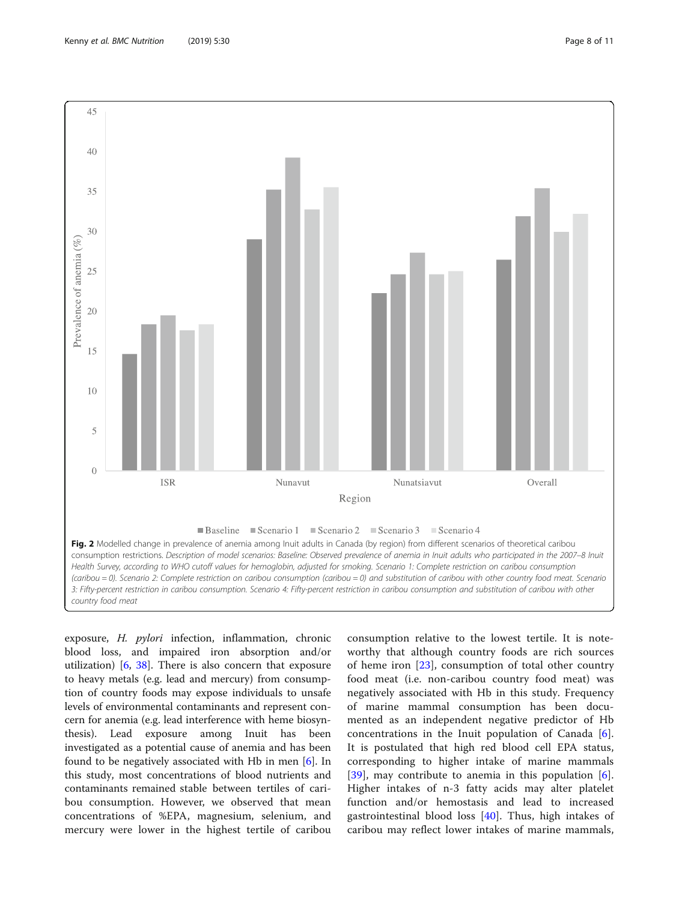Fig. 2 Modelled change in prevalence of anemia among Inuit adults in Canada (by region) from different scenarios of theoretical caribou consumption restrictions. *Description of model scenarios: Baseline: Observed prevalence of anemia in Inuit adults who participated in the 2007–8 Inuit Health Survey, according to WHO cutoff values for hemoglobin, adjusted for smoking. Scenario 1: Complete restriction on caribou consumption (caribou = 0). Scenario 2: Complete restriction on caribou consumption (caribou = 0) and substitution of caribou with other country food meat. Scenario 3: Fifty-percent restriction in caribou consumption. Scenario 4: Fifty-percent restriction in caribou consumption and substitution of caribou with other country food meat*

exposure, *H. pylori* infection, inflammation, chronic blood loss, and impaired iron absorption and/or utilization) [6, 38]. There is also concern that exposure to heavy metals (e.g. lead and mercury) from consumption of country foods may expose individuals to unsafe levels of environmental contaminants and represent concern for anemia (e.g. lead interference with heme biosynthesis). Lead exposure among Inuit has been investigated as a potential cause of anemia and has been found to be negatively associated with Hb in men [6]. In this study, most concentrations of blood nutrients and contaminants remained stable between tertiles of caribou consumption. However, we observed that mean concentrations of %EPA, magnesium, selenium, and mercury were lower in the highest tertile of caribou consumption relative to the lowest tertile. It is noteworthy that although country foods are rich sources of heme iron [23], consumption of total other country food meat (i.e. non-caribou country food meat) was negatively associated with Hb in this study. Frequency of marine mammal consumption has been documented as an independent negative predictor of Hb concentrations in the Inuit population of Canada [6]. It is postulated that high red blood cell EPA status, corresponding to higher intake of marine mammals [39], may contribute to anemia in this population [6]. Higher intakes of n-3 fatty acids may alter platelet function and/or hemostasis and lead to increased gastrointestinal blood loss [40]. Thus, high intakes of caribou may reflect lower intakes of marine mammals,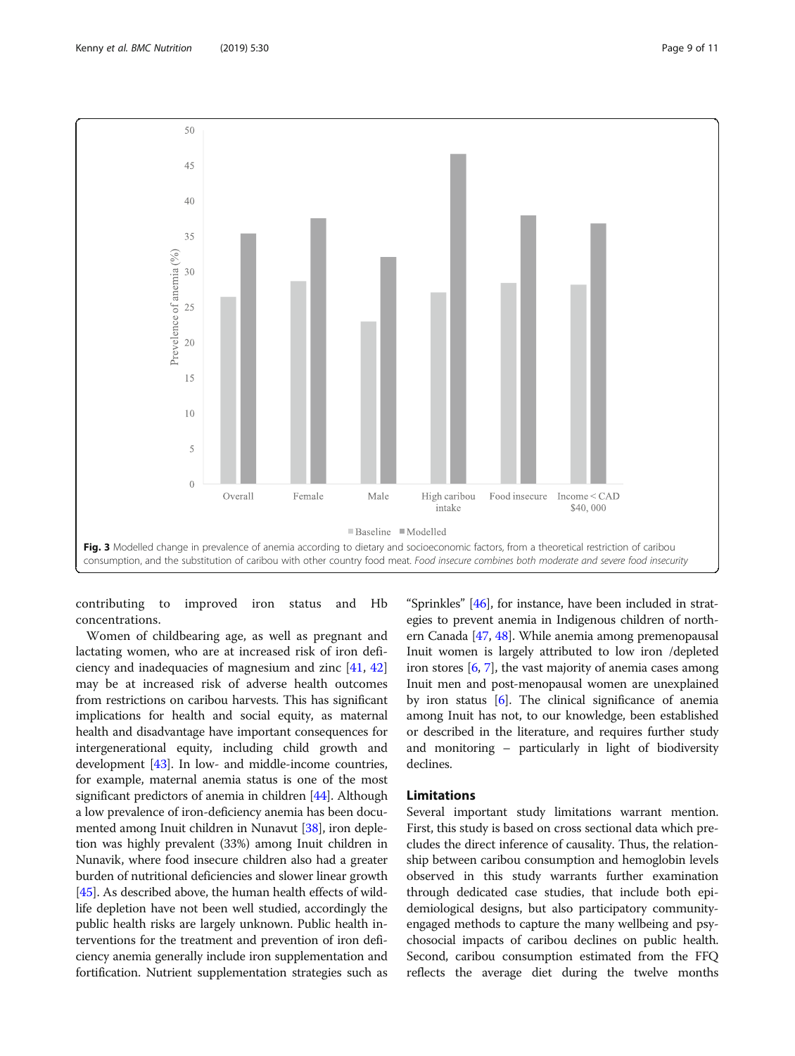Fig. 3 Modelled change in prevalence of anemia according to dietary and socioeconomic factors, from a theoretical restriction of caribou consumption, and the substitution of caribou with other country food meat. *Food insecure combines both moderate and severe food insecurity*

contributing to improved iron status and Hb concentrations.

Women of childbearing age, as well as pregnant and lactating women, who are at increased risk of iron deficiency and inadequacies of magnesium and zinc [41, 42] may be at increased risk of adverse health outcomes from restrictions on caribou harvests. This has significant implications for health and social equity, as maternal health and disadvantage have important consequences for intergenerational equity, including child growth and development [43]. In low- and middle-income countries, for example, maternal anemia status is one of the most significant predictors of anemia in children [44]. Although a low prevalence of iron-deficiency anemia has been documented among Inuit children in Nunavut [38], iron depletion was highly prevalent (33%) among Inuit children in Nunavik, where food insecure children also had a greater burden of nutritional deficiencies and slower linear growth [45]. As described above, the human health effects of wildlife depletion have not been well studied, accordingly the public health risks are largely unknown. Public health interventions for the treatment and prevention of iron deficiency anemia generally include iron supplementation and fortification. Nutrient supplementation strategies such as "Sprinkles" [46], for instance, have been included in strategies to prevent anemia in Indigenous children of northern Canada [47, 48]. While anemia among premenopausal Inuit women is largely attributed to low iron /depleted iron stores [6, 7], the vast majority of anemia cases among Inuit men and post-menopausal women are unexplained by iron status [6]. The clinical significance of anemia among Inuit has not, to our knowledge, been established or described in the literature, and requires further study and monitoring – particularly in light of biodiversity declines.

## Limitations

Several important study limitations warrant mention. First, this study is based on cross sectional data which precludes the direct inference of causality. Thus, the relationship between caribou consumption and hemoglobin levels observed in this study warrants further examination through dedicated case studies, that include both epidemiological designs, but also participatory community-engaged methods to capture the many wellbeing and psychosocial impacts of caribou declines on public health. Second, caribou consumption estimated from the FFQ reflects the average diet during the twelve months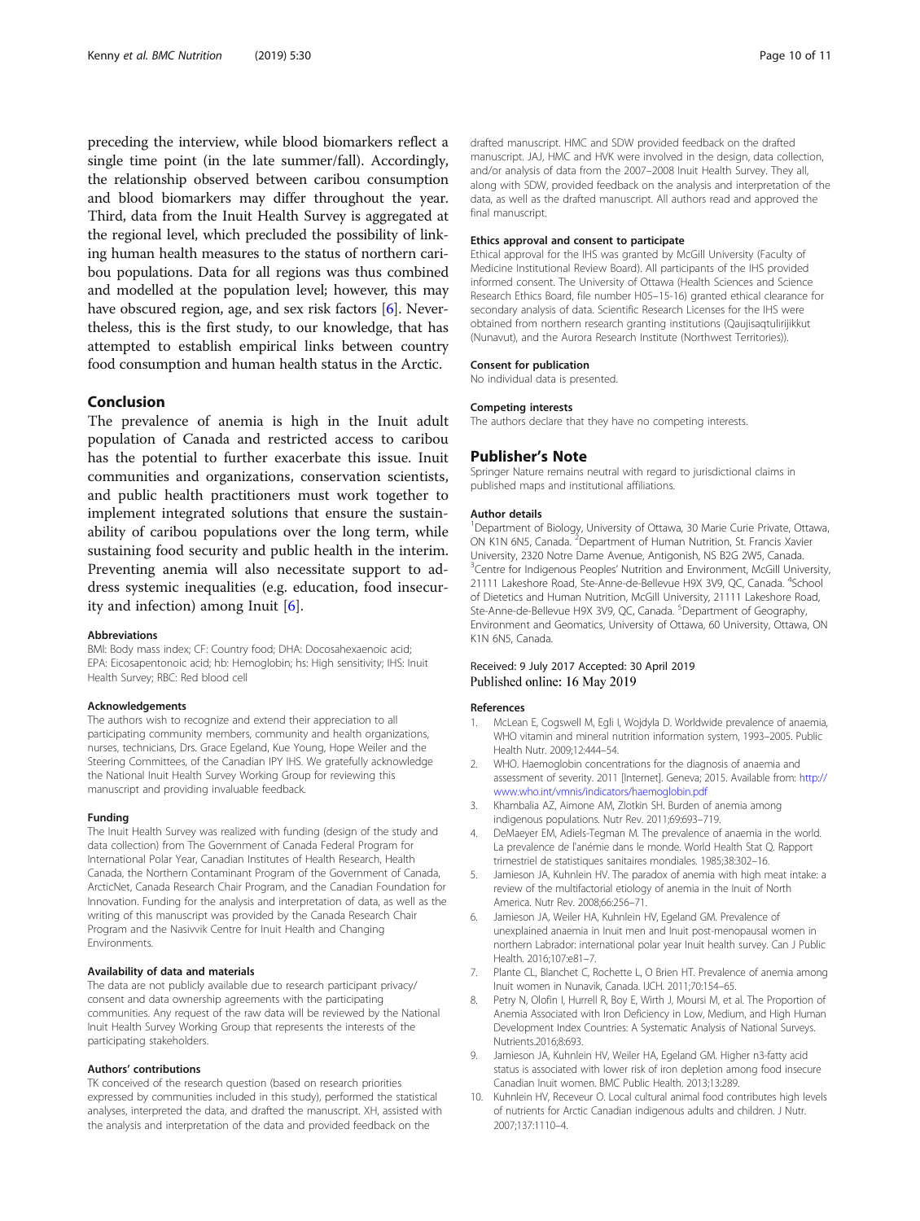preceding the interview, while blood biomarkers reflect a single time point (in the late summer/fall). Accordingly, the relationship observed between caribou consumption and blood biomarkers may differ throughout the year. Third, data from the Inuit Health Survey is aggregated at the regional level, which precluded the possibility of linking human health measures to the status of northern caribou populations. Data for all regions was thus combined and modelled at the population level; however, this may have obscured region, age, and sex risk factors [6]. Nevertheless, this is the first study, to our knowledge, that has attempted to establish empirical links between country food consumption and human health status in the Arctic.

## Conclusion

The prevalence of anemia is high in the Inuit adult population of Canada and restricted access to caribou has the potential to further exacerbate this issue. Inuit communities and organizations, conservation scientists, and public health practitioners must work together to implement integrated solutions that ensure the sustainability of caribou populations over the long term, while sustaining food security and public health in the interim. Preventing anemia will also necessitate support to address systemic inequalities (e.g. education, food insecurity and infection) among Inuit [6].

#### Abbreviations

BMI: Body mass index; CF: Country food; DHA: Docosahexaenoic acid; EPA: Eicosapentonoic acid; hb: Hemoglobin; hs: High sensitivity; IHS: Inuit Health Survey; RBC: Red blood cell

#### Acknowledgements

The authors wish to recognize and extend their appreciation to all participating community members, community and health organizations, nurses, technicians, Drs. Grace Egeland, Kue Young, Hope Weiler and the Steering Committees, of the Canadian IPY IHS. We gratefully acknowledge the National Inuit Health Survey Working Group for reviewing this manuscript and providing invaluable feedback.

#### Funding

The Inuit Health Survey was realized with funding (design of the study and data collection) from The Government of Canada Federal Program for International Polar Year, Canadian Institutes of Health Research, Health Canada, the Northern Contaminant Program of the Government of Canada, ArcticNet, Canada Research Chair Program, and the Canadian Foundation for Innovation. Funding for the analysis and interpretation of data, as well as the writing of this manuscript was provided by the Canada Research Chair Program and the Nasivvik Centre for Inuit Health and Changing Environments.

#### Availability of data and materials

The data are not publicly available due to research participant privacy/consent and data ownership agreements with the participating communities. Any request of the raw data will be reviewed by the National Inuit Health Survey Working Group that represents the interests of the participating stakeholders.

#### Authors' contributions

TK conceived of the research question (based on research priorities expressed by communities included in this study), performed the statistical analyses, interpreted the data, and drafted the manuscript. XH, assisted with the analysis and interpretation of the data and provided feedback on the drafted manuscript. HMC and SDW provided feedback on the drafted manuscript. JAJ, HMC and HVK were involved in the design, data collection, and/or analysis of data from the 2007–2008 Inuit Health Survey. They all, along with SDW, provided feedback on the analysis and interpretation of the data, as well as the drafted manuscript. All authors read and approved the final manuscript.

#### Ethics approval and consent to participate

Ethical approval for the IHS was granted by McGill University (Faculty of Medicine Institutional Review Board). All participants of the IHS provided informed consent. The University of Ottawa (Health Sciences and Science Research Ethics Board, file number H05–15-16) granted ethical clearance for secondary analysis of data. Scientific Research Licenses for the IHS were obtained from northern research granting institutions (Qaujisaqtulirijikkut (Nunavut), and the Aurora Research Institute (Northwest Territories)).

#### Consent for publication

No individual data is presented.

#### Competing interests

The authors declare that they have no competing interests.

## Publisher's Note

Springer Nature remains neutral with regard to jurisdictional claims in published maps and institutional affiliations.

#### Author details

[1]Department of Biology, University of Ottawa, 30 Marie Curie Private, Ottawa, ON K1N 6N5, Canada. [2]Department of Human Nutrition, St. Francis Xavier University, 2320 Notre Dame Avenue, Antigonish, NS B2G 2W5, Canada. [3]Centre for Indigenous Peoples' Nutrition and Environment, McGill University, 21111 Lakeshore Road, Ste-Anne-de-Bellevue H9X 3V9, QC, Canada. [4]School of Dietetics and Human Nutrition, McGill University, 21111 Lakeshore Road, Ste-Anne-de-Bellevue H9X 3V9, QC, Canada. [5]Department of Geography, Environment and Geomatics, University of Ottawa, 60 University, Ottawa, ON K1N 6N5, Canada.

Received: 9 July 2017 Accepted: 30 April 2019
Published online: 16 May 2019

#### References

1. McLean E, Cogswell M, Egli I, Wojdyla D. Worldwide prevalence of anaemia, WHO vitamin and mineral nutrition information system, 1993–2005. Public Health Nutr. 2009;12:444–54.
2. WHO. Haemoglobin concentrations for the diagnosis of anaemia and assessment of severity. 2011 [Internet]. Geneva; 2015. Available from: http://www.who.int/vmnis/indicators/haemoglobin.pdf
3. Khambalia AZ, Aimone AM, Zlotkin SH. Burden of anemia among indigenous populations. Nutr Rev. 2011;69:693–719.
4. DeMaeyer EM, Adiels-Tegman M. The prevalence of anaemia in the world. La prevalence de l'anémie dans le monde. World Health Stat Q. Rapport trimestriel de statistiques sanitaires mondiales. 1985;38:302–16.
5. Jamieson JA, Kuhnlein HV. The paradox of anemia with high meat intake: a review of the multifactorial etiology of anemia in the Inuit of North America. Nutr Rev. 2008;66:256–71.
6. Jamieson JA, Weiler HA, Kuhnlein HV, Egeland GM. Prevalence of unexplained anaemia in Inuit men and Inuit post-menopausal women in northern Labrador: international polar year Inuit health survey. Can J Public Health. 2016;107:e81–7.
7. Plante CL, Blanchet C, Rochette L, O Brien HT. Prevalence of anemia among Inuit women in Nunavik, Canada. IJCH. 2011;70:154–65.
8. Petry N, Olofin I, Hurrell R, Boy E, Wirth J, Moursi M, et al. The Proportion of Anemia Associated with Iron Deficiency in Low, Medium, and High Human Development Index Countries: A Systematic Analysis of National Surveys. Nutrients.2016;8:693.
9. Jamieson JA, Kuhnlein HV, Weiler HA, Egeland GM. Higher n3-fatty acid status is associated with lower risk of iron depletion among food insecure Canadian Inuit women. BMC Public Health. 2013;13:289.
10. Kuhnlein HV, Receveur O. Local cultural animal food contributes high levels of nutrients for Arctic Canadian indigenous adults and children. J Nutr. 2007;137:1110–4.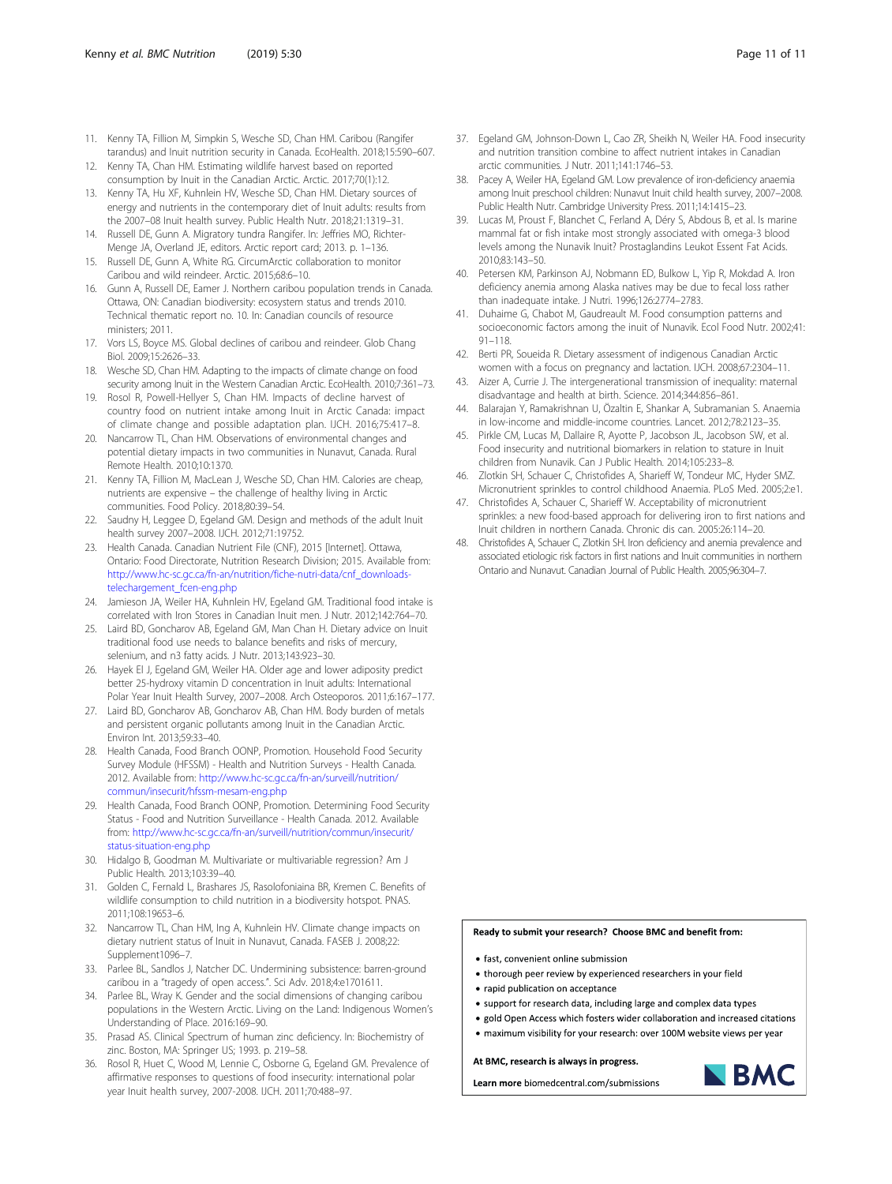11. Kenny TA, Fillion M, Simpkin S, Wesche SD, Chan HM. Caribou (Rangifer tarandus) and Inuit nutrition security in Canada. EcoHealth. 2018;15:590–607.
12. Kenny TA, Chan HM. Estimating wildlife harvest based on reported consumption by Inuit in the Canadian Arctic. Arctic. 2017;70(1):12.
13. Kenny TA, Hu XF, Kuhnlein HV, Wesche SD, Chan HM. Dietary sources of energy and nutrients in the contemporary diet of Inuit adults: results from the 2007–08 Inuit health survey. Public Health Nutr. 2018;21:1319–31.
14. Russell DE, Gunn A. Migratory tundra Rangifer. In: Jeffries MO, Richter-Menge JA, Overland JE, editors. Arctic report card; 2013. p. 1–136.
15. Russell DE, Gunn A, White RG. CircumArctic collaboration to monitor Caribou and wild reindeer. Arctic. 2015;68:6–10.
16. Gunn A, Russell DE, Eamer J. Northern caribou population trends in Canada. Ottawa, ON: Canadian biodiversity: ecosystem status and trends 2010. Technical thematic report no. 10. In: Canadian councils of resource ministers; 2011.
17. Vors LS, Boyce MS. Global declines of caribou and reindeer. Glob Chang Biol. 2009;15:2626–33.
18. Wesche SD, Chan HM. Adapting to the impacts of climate change on food security among Inuit in the Western Canadian Arctic. EcoHealth. 2010;7:361–73.
19. Rosol R, Powell-Hellyer S, Chan HM. Impacts of decline harvest of country food on nutrient intake among Inuit in Arctic Canada: impact of climate change and possible adaptation plan. IJCH. 2016;75:417–8.
20. Nancarrow TL, Chan HM. Observations of environmental changes and potential dietary impacts in two communities in Nunavut, Canada. Rural Remote Health. 2010;10:1370.
21. Kenny TA, Fillion M, MacLean J, Wesche SD, Chan HM. Calories are cheap, nutrients are expensive – the challenge of healthy living in Arctic communities. Food Policy. 2018;80:39–54.
22. Saudny H, Leggee D, Egeland GM. Design and methods of the adult Inuit health survey 2007–2008. IJCH. 2012;71:19752.
23. Health Canada. Canadian Nutrient File (CNF), 2015 [Internet]. Ottawa, Ontario: Food Directorate, Nutrition Research Division; 2015. Available from: http://www.hc-sc.gc.ca/fn-an/nutrition/fiche-nutri-data/cnf_downloads-telechargement_fcen-eng.php
24. Jamieson JA, Weiler HA, Kuhnlein HV, Egeland GM. Traditional food intake is correlated with Iron Stores in Canadian Inuit men. J Nutr. 2012;142:764–70.
25. Laird BD, Goncharov AB, Egeland GM, Man Chan H. Dietary advice on Inuit traditional food use needs to balance benefits and risks of mercury, selenium, and n3 fatty acids. J Nutr. 2013;143:923–30.
26. Hayek El J, Egeland GM, Weiler HA. Older age and lower adiposity predict better 25-hydroxy vitamin D concentration in Inuit adults: International Polar Year Inuit Health Survey, 2007–2008. Arch Osteoporos. 2011;6:167–177.
27. Laird BD, Goncharov AB, Goncharov AB, Chan HM. Body burden of metals and persistent organic pollutants among Inuit in the Canadian Arctic. Environ Int. 2013;59:33–40.
28. Health Canada, Food Branch OONP, Promotion. Household Food Security Survey Module (HFSSM) - Health and Nutrition Surveys - Health Canada. 2012. Available from: http://www.hc-sc.gc.ca/fn-an/surveill/nutrition/commun/insecurit/hfssm-mesam-eng.php
29. Health Canada, Food Branch OONP, Promotion. Determining Food Security Status - Food and Nutrition Surveillance - Health Canada. 2012. Available from: http://www.hc-sc.gc.ca/fn-an/surveill/nutrition/commun/insecurit/status-situation-eng.php
30. Hidalgo B, Goodman M. Multivariate or multivariable regression? Am J Public Health. 2013;103:39–40.
31. Golden C, Fernald L, Brashares JS, Rasolofoniaina BR, Kremen C. Benefits of wildlife consumption to child nutrition in a biodiversity hotspot. PNAS. 2011;108:19653–6.
32. Nancarrow TL, Chan HM, Ing A, Kuhnlein HV. Climate change impacts on dietary nutrient status of Inuit in Nunavut, Canada. FASEB J. 2008;22: Supplement1096–7.
33. Parlee BL, Sandlos J, Natcher DC. Undermining subsistence: barren-ground caribou in a "tragedy of open access.". Sci Adv. 2018;4:e1701611.
34. Parlee BL, Wray K. Gender and the social dimensions of changing caribou populations in the Western Arctic. Living on the Land: Indigenous Women's Understanding of Place. 2016:169–90.
35. Prasad AS. Clinical Spectrum of human zinc deficiency. In: Biochemistry of zinc. Boston, MA: Springer US; 1993. p. 219–58.
36. Rosol R, Huet C, Wood M, Lennie C, Osborne G, Egeland GM. Prevalence of affirmative responses to questions of food insecurity: international polar year Inuit health survey, 2007-2008. IJCH. 2011;70:488–97.
37. Egeland GM, Johnson-Down L, Cao ZR, Sheikh N, Weiler HA. Food insecurity and nutrition transition combine to affect nutrient intakes in Canadian arctic communities. J Nutr. 2011;141:1746–53.
38. Pacey A, Weiler HA, Egeland GM. Low prevalence of iron-deficiency anaemia among Inuit preschool children: Nunavut Inuit child health survey, 2007–2008. Public Health Nutr. Cambridge University Press. 2011;14:1415–23.
39. Lucas M, Proust F, Blanchet C, Ferland A, Déry S, Abdous B, et al. Is marine mammal fat or fish intake most strongly associated with omega-3 blood levels among the Nunavik Inuit? Prostaglandins Leukot Essent Fat Acids. 2010;83:143–50.
40. Petersen KM, Parkinson AJ, Nobmann ED, Bulkow L, Yip R, Mokdad A. Iron deficiency anemia among Alaska natives may be due to fecal loss rather than inadequate intake. J Nutri. 1996;126:2774–2783.
41. Duhaime G, Chabot M, Gaudreault M. Food consumption patterns and socioeconomic factors among the inuit of Nunavik. Ecol Food Nutr. 2002;41: 91–118.
42. Berti PR, Soueida R. Dietary assessment of indigenous Canadian Arctic women with a focus on pregnancy and lactation. IJCH. 2008;67:2304–11.
43. Aizer A, Currie J. The intergenerational transmission of inequality: maternal disadvantage and health at birth. Science. 2014;344:856–861.
44. Balarajan Y, Ramakrishnan U, Özaltin E, Shankar A, Subramanian S. Anaemia in low-income and middle-income countries. Lancet. 2012;78:2123–35.
45. Pirkle CM, Lucas M, Dallaire R, Ayotte P, Jacobson JL, Jacobson SW, et al. Food insecurity and nutritional biomarkers in relation to stature in Inuit children from Nunavik. Can J Public Health. 2014;105:233–8.
46. Zlotkin SH, Schauer C, Christofides A, Sharieff W, Tondeur MC, Hyder SMZ. Micronutrient sprinkles to control childhood Anaemia. PLoS Med. 2005;2:e1.
47. Christofides A, Schauer C, Sharieff W. Acceptability of micronutrient sprinkles: a new food-based approach for delivering iron to first nations and Inuit children in northern Canada. Chronic dis can. 2005:26:114–20.
48. Christofides A, Schauer C, Zlotkin SH. Iron deficiency and anemia prevalence and associated etiologic risk factors in first nations and Inuit communities in northern Ontario and Nunavut. Canadian Journal of Public Health. 2005;96:304–7.

**Ready to submit your research? Choose BMC and benefit from:**

- fast, convenient online submission
- thorough peer review by experienced researchers in your field
- rapid publication on acceptance
- support for research data, including large and complex data types
- gold Open Access which fosters wider collaboration and increased citations
- maximum visibility for your research: over 100M website views per year

**At BMC, research is always in progress.**

**Learn more** biomedcentral.com/submissions

BMC